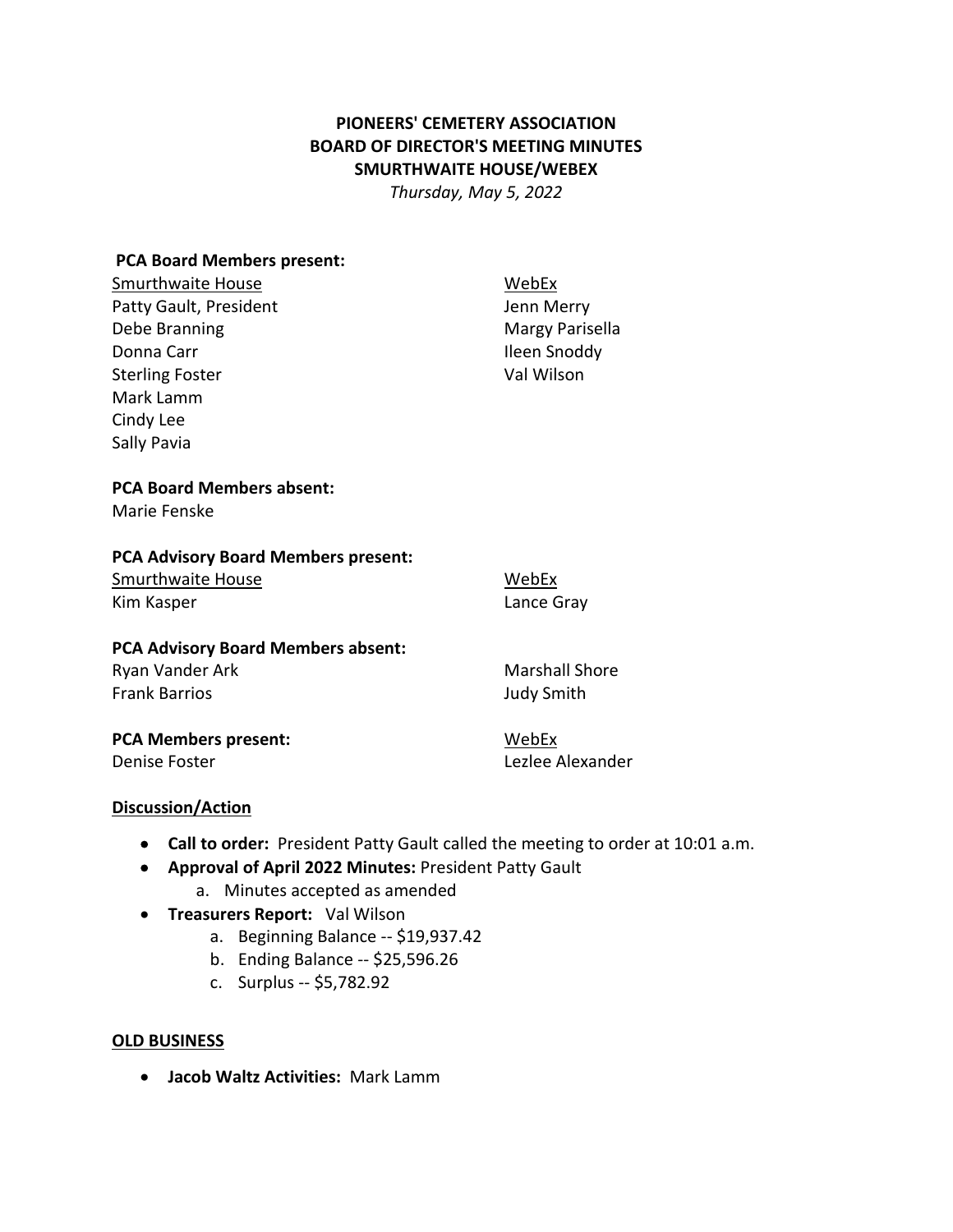**PIONEERS' CEMETERY ASSOCIATION**
**BOARD OF DIRECTOR'S MEETING MINUTES**
**SMURTHWAITE HOUSE/WEBEX**
*Thursday, May 5, 2022*

**PCA Board Members present:**

| Smurthwaite House | WebEx |
| --- | --- |
| Patty Gault, President | Jenn Merry |
| Debe Branning | Margy Parisella |
| Donna Carr | Ileen Snoddy |
| Sterling Foster | Val Wilson |
| Mark Lamm | |
| Cindy Lee | |
| Sally Pavia | |

**PCA Board Members absent:**
Marie Fenske

**PCA Advisory Board Members present:**

| Smurthwaite House | WebEx |
| --- | --- |
| Kim Kasper | Lance Gray |

**PCA Advisory Board Members absent:**

| | |
| --- | --- |
| Ryan Vander Ark | Marshall Shore |
| Frank Barrios | Judy Smith |

**PCA Members present:**

| | WebEx |
| --- | --- |
| Denise Foster | Lezlee Alexander |

**Discussion/Action**

- **Call to order:** President Patty Gault called the meeting to order at 10:01 a.m.
- **Approval of April 2022 Minutes:** President Patty Gault
  a. Minutes accepted as amended
- **Treasurers Report:** Val Wilson
  a. Beginning Balance -- $19,937.42
  b. Ending Balance -- $25,596.26
  c. Surplus -- $5,782.92

**OLD BUSINESS**

- **Jacob Waltz Activities:** Mark Lamm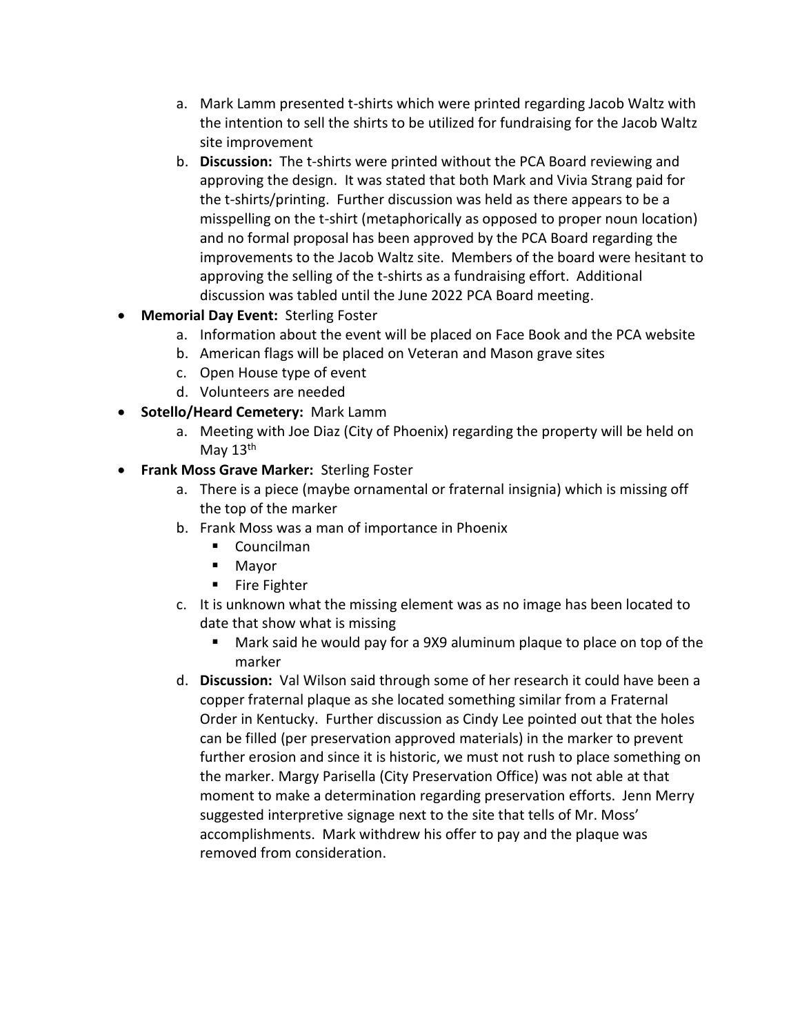a. Mark Lamm presented t-shirts which were printed regarding Jacob Waltz with the intention to sell the shirts to be utilized for fundraising for the Jacob Waltz site improvement
   b. **Discussion:** The t-shirts were printed without the PCA Board reviewing and approving the design. It was stated that both Mark and Vivia Strang paid for the t-shirts/printing. Further discussion was held as there appears to be a misspelling on the t-shirt (metaphorically as opposed to proper noun location) and no formal proposal has been approved by the PCA Board regarding the improvements to the Jacob Waltz site. Members of the board were hesitant to approving the selling of the t-shirts as a fundraising effort. Additional discussion was tabled until the June 2022 PCA Board meeting.

- **Memorial Day Event:** Sterling Foster
   a. Information about the event will be placed on Face Book and the PCA website
   b. American flags will be placed on Veteran and Mason grave sites
   c. Open House type of event
   d. Volunteers are needed
- **Sotello/Heard Cemetery:** Mark Lamm
   a. Meeting with Joe Diaz (City of Phoenix) regarding the property will be held on May 13th
- **Frank Moss Grave Marker:** Sterling Foster
   a. There is a piece (maybe ornamental or fraternal insignia) which is missing off the top of the marker
   b. Frank Moss was a man of importance in Phoenix
      - Councilman
      - Mayor
      - Fire Fighter
   c. It is unknown what the missing element was as no image has been located to date that show what is missing
      - Mark said he would pay for a 9X9 aluminum plaque to place on top of the marker
   d. **Discussion:** Val Wilson said through some of her research it could have been a copper fraternal plaque as she located something similar from a Fraternal Order in Kentucky. Further discussion as Cindy Lee pointed out that the holes can be filled (per preservation approved materials) in the marker to prevent further erosion and since it is historic, we must not rush to place something on the marker. Margy Parisella (City Preservation Office) was not able at that moment to make a determination regarding preservation efforts. Jenn Merry suggested interpretive signage next to the site that tells of Mr. Moss' accomplishments. Mark withdrew his offer to pay and the plaque was removed from consideration.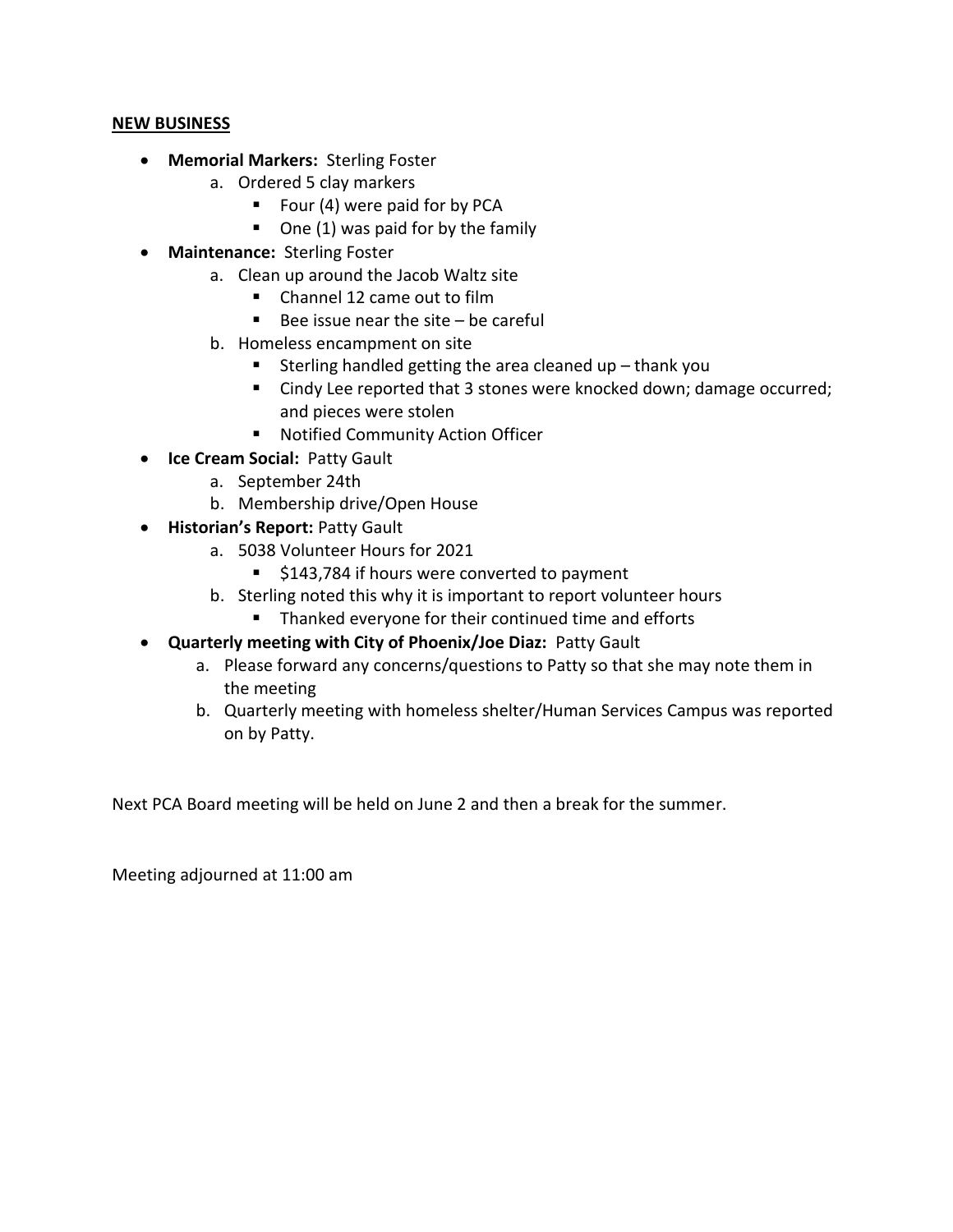**NEW BUSINESS**

- **Memorial Markers:** Sterling Foster
    a. Ordered 5 clay markers
        - Four (4) were paid for by PCA
        - One (1) was paid for by the family
- **Maintenance:** Sterling Foster
    a. Clean up around the Jacob Waltz site
        - Channel 12 came out to film
        - Bee issue near the site – be careful
    b. Homeless encampment on site
        - Sterling handled getting the area cleaned up – thank you
        - Cindy Lee reported that 3 stones were knocked down; damage occurred; and pieces were stolen
        - Notified Community Action Officer
- **Ice Cream Social:** Patty Gault
    a. September 24th
    b. Membership drive/Open House
- **Historian's Report:** Patty Gault
    a. 5038 Volunteer Hours for 2021
        - $143,784 if hours were converted to payment
    b. Sterling noted this why it is important to report volunteer hours
        - Thanked everyone for their continued time and efforts
- **Quarterly meeting with City of Phoenix/Joe Diaz:** Patty Gault
    a. Please forward any concerns/questions to Patty so that she may note them in the meeting
    b. Quarterly meeting with homeless shelter/Human Services Campus was reported on by Patty.

Next PCA Board meeting will be held on June 2 and then a break for the summer.

Meeting adjourned at 11:00 am